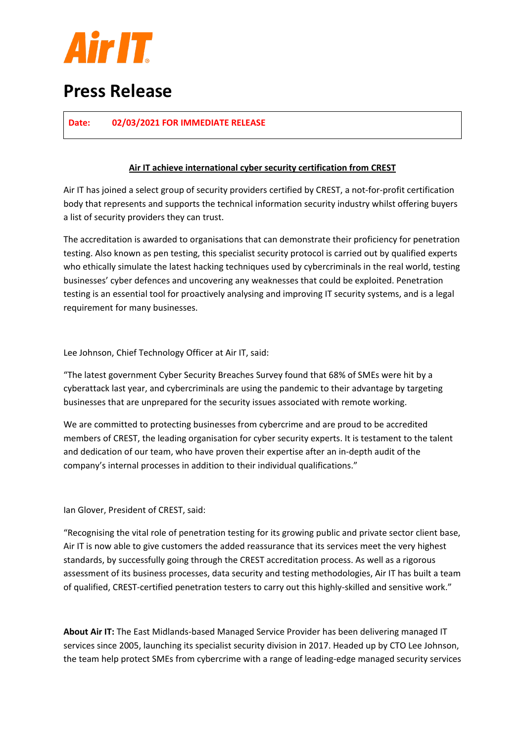Air IT

# Press Release

**Date: 02/03/2021 FOR IMMEDIATE RELEASE**

**Air IT achieve international cyber security certification from CREST**

Air IT has joined a select group of security providers certified by CREST, a not-for-profit certification body that represents and supports the technical information security industry whilst offering buyers a list of security providers they can trust.

The accreditation is awarded to organisations that can demonstrate their proficiency for penetration testing. Also known as pen testing, this specialist security protocol is carried out by qualified experts who ethically simulate the latest hacking techniques used by cybercriminals in the real world, testing businesses' cyber defences and uncovering any weaknesses that could be exploited. Penetration testing is an essential tool for proactively analysing and improving IT security systems, and is a legal requirement for many businesses.

Lee Johnson, Chief Technology Officer at Air IT, said:

"The latest government Cyber Security Breaches Survey found that 68% of SMEs were hit by a cyberattack last year, and cybercriminals are using the pandemic to their advantage by targeting businesses that are unprepared for the security issues associated with remote working.

We are committed to protecting businesses from cybercrime and are proud to be accredited members of CREST, the leading organisation for cyber security experts. It is testament to the talent and dedication of our team, who have proven their expertise after an in-depth audit of the company's internal processes in addition to their individual qualifications."

Ian Glover, President of CREST, said:

"Recognising the vital role of penetration testing for its growing public and private sector client base, Air IT is now able to give customers the added reassurance that its services meet the very highest standards, by successfully going through the CREST accreditation process. As well as a rigorous assessment of its business processes, data security and testing methodologies, Air IT has built a team of qualified, CREST-certified penetration testers to carry out this highly-skilled and sensitive work."

**About Air IT:** The East Midlands-based Managed Service Provider has been delivering managed IT services since 2005, launching its specialist security division in 2017. Headed up by CTO Lee Johnson, the team help protect SMEs from cybercrime with a range of leading-edge managed security services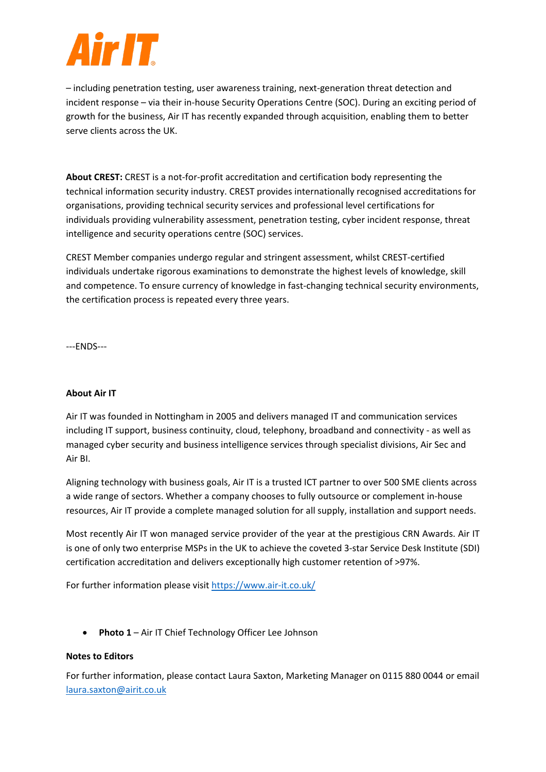– including penetration testing, user awareness training, next-generation threat detection and incident response – via their in-house Security Operations Centre (SOC). During an exciting period of growth for the business, Air IT has recently expanded through acquisition, enabling them to better serve clients across the UK.

**About CREST:** CREST is a not-for-profit accreditation and certification body representing the technical information security industry. CREST provides internationally recognised accreditations for organisations, providing technical security services and professional level certifications for individuals providing vulnerability assessment, penetration testing, cyber incident response, threat intelligence and security operations centre (SOC) services.

CREST Member companies undergo regular and stringent assessment, whilst CREST-certified individuals undertake rigorous examinations to demonstrate the highest levels of knowledge, skill and competence. To ensure currency of knowledge in fast-changing technical security environments, the certification process is repeated every three years.

---ENDS---

**About Air IT**

Air IT was founded in Nottingham in 2005 and delivers managed IT and communication services including IT support, business continuity, cloud, telephony, broadband and connectivity - as well as managed cyber security and business intelligence services through specialist divisions, Air Sec and Air BI.

Aligning technology with business goals, Air IT is a trusted ICT partner to over 500 SME clients across a wide range of sectors. Whether a company chooses to fully outsource or complement in-house resources, Air IT provide a complete managed solution for all supply, installation and support needs.

Most recently Air IT won managed service provider of the year at the prestigious CRN Awards. Air IT is one of only two enterprise MSPs in the UK to achieve the coveted 3-star Service Desk Institute (SDI) certification accreditation and delivers exceptionally high customer retention of >97%.

For further information please visit https://www.air-it.co.uk/

- **Photo 1** – Air IT Chief Technology Officer Lee Johnson

**Notes to Editors**

For further information, please contact Laura Saxton, Marketing Manager on 0115 880 0044 or email laura.saxton@airit.co.uk